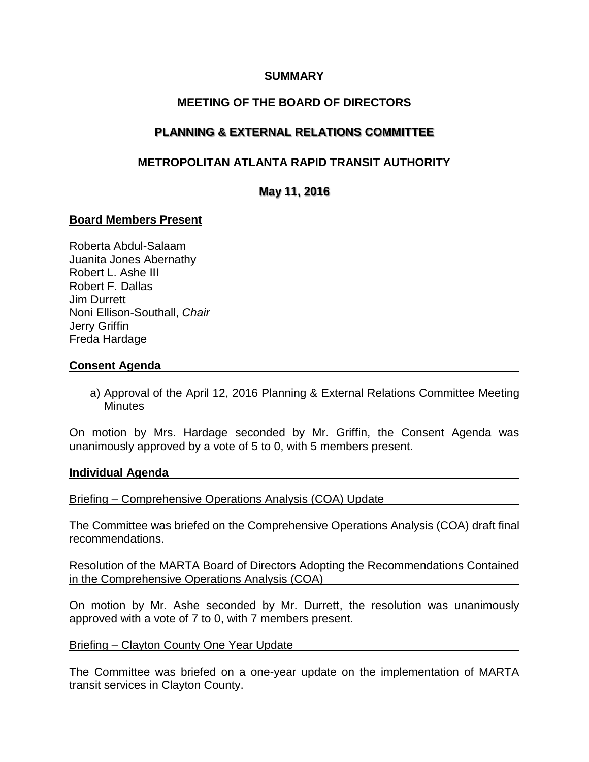**SUMMARY**

**MEETING OF THE BOARD OF DIRECTORS**

**PLANNING & EXTERNAL RELATIONS COMMITTEE**

**METROPOLITAN ATLANTA RAPID TRANSIT AUTHORITY**

**May 11, 2016**

**Board Members Present**

Roberta Abdul-Salaam
Juanita Jones Abernathy
Robert L. Ashe III
Robert F. Dallas
Jim Durrett
Noni Ellison-Southall, *Chair*
Jerry Griffin
Freda Hardage

**Consent Agenda**

a) Approval of the April 12, 2016 Planning & External Relations Committee Meeting Minutes

On motion by Mrs. Hardage seconded by Mr. Griffin, the Consent Agenda was unanimously approved by a vote of 5 to 0, with 5 members present.

**Individual Agenda**

Briefing – Comprehensive Operations Analysis (COA) Update

The Committee was briefed on the Comprehensive Operations Analysis (COA) draft final recommendations.

Resolution of the MARTA Board of Directors Adopting the Recommendations Contained in the Comprehensive Operations Analysis (COA)

On motion by Mr. Ashe seconded by Mr. Durrett, the resolution was unanimously approved with a vote of 7 to 0, with 7 members present.

Briefing – Clayton County One Year Update

The Committee was briefed on a one-year update on the implementation of MARTA transit services in Clayton County.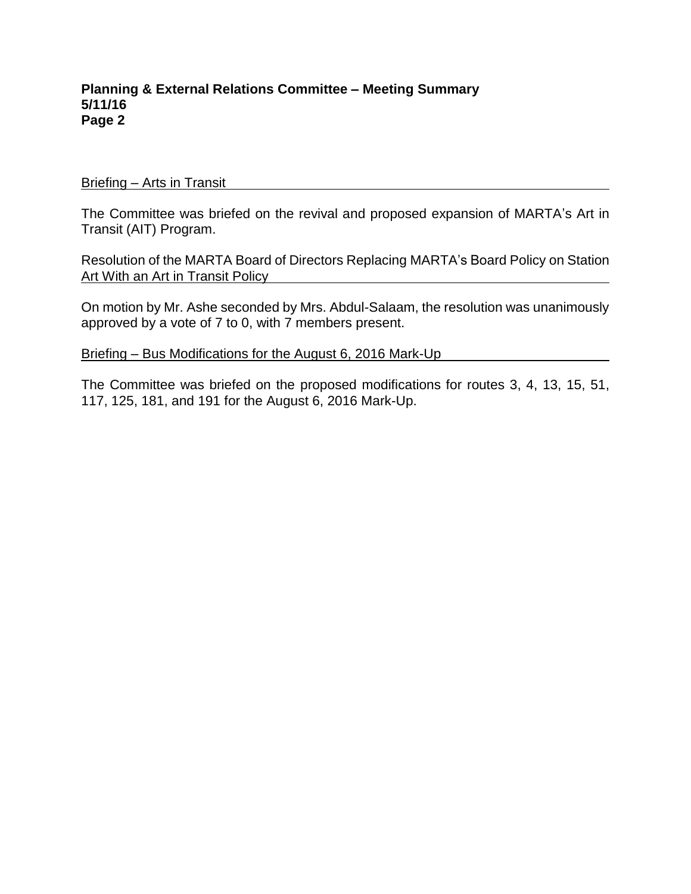Briefing – Arts in Transit

The Committee was briefed on the revival and proposed expansion of MARTA's Art in Transit (AIT) Program.

Resolution of the MARTA Board of Directors Replacing MARTA's Board Policy on Station Art With an Art in Transit Policy

On motion by Mr. Ashe seconded by Mrs. Abdul-Salaam, the resolution was unanimously approved by a vote of 7 to 0, with 7 members present.

Briefing – Bus Modifications for the August 6, 2016 Mark-Up

The Committee was briefed on the proposed modifications for routes 3, 4, 13, 15, 51, 117, 125, 181, and 191 for the August 6, 2016 Mark-Up.